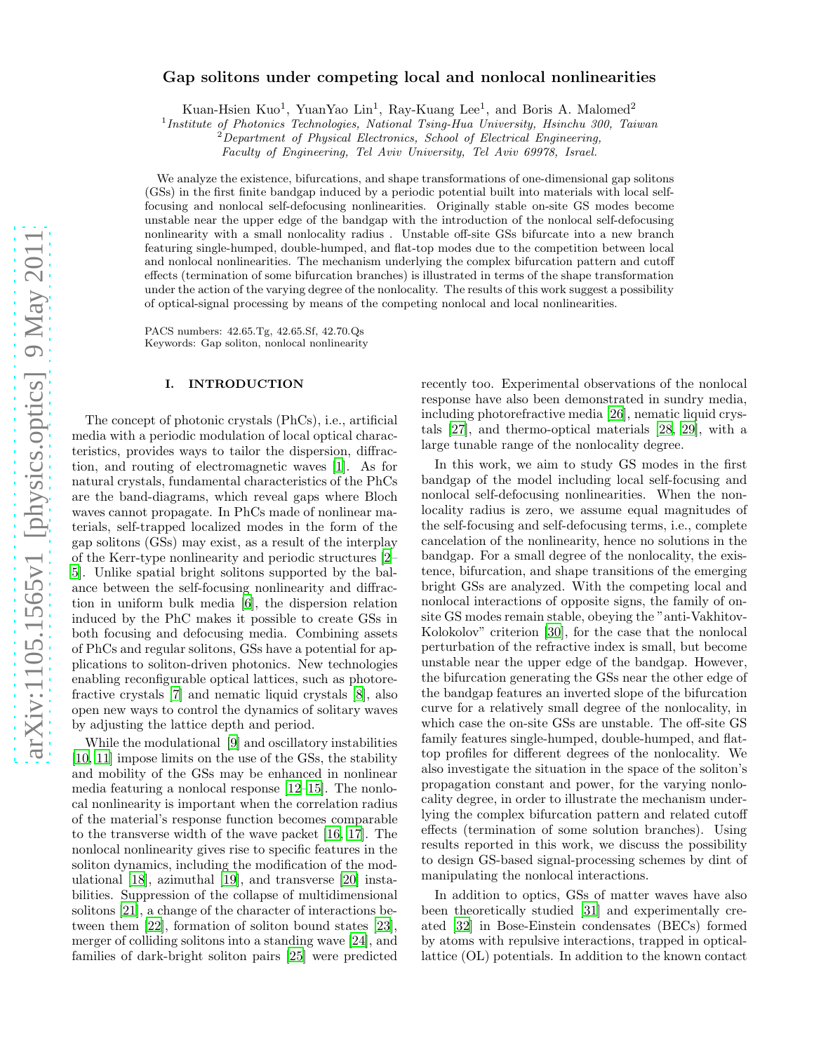# Gap solitons under competing local and nonlocal nonlinearities

Kuan-Hsien Kuo[1], YuanYao Lin[1], Ray-Kuang Lee[1], and Boris A. Malomed[2]

[1] *Institute of Photonics Technologies, National Tsing-Hua University, Hsinchu 300, Taiwan*
[2] *Department of Physical Electronics, School of Electrical Engineering, Faculty of Engineering, Tel Aviv University, Tel Aviv 69978, Israel.*

We analyze the existence, bifurcations, and shape transformations of one-dimensional gap solitons (GSs) in the first finite bandgap induced by a periodic potential built into materials with local self-focusing and nonlocal self-defocusing nonlinearities. Originally stable on-site GS modes become unstable near the upper edge of the bandgap with the introduction of the nonlocal self-defocusing nonlinearity with a small nonlocality radius . Unstable off-site GSs bifurcate into a new branch featuring single-humped, double-humped, and flat-top modes due to the competition between local and nonlocal nonlinearities. The mechanism underlying the complex bifurcation pattern and cutoff effects (termination of some bifurcation branches) is illustrated in terms of the shape transformation under the action of the varying degree of the nonlocality. The results of this work suggest a possibility of optical-signal processing by means of the competing nonlocal and local nonlinearities.

PACS numbers: 42.65.Tg, 42.65.Sf, 42.70.Qs
Keywords: Gap soliton, nonlocal nonlinearity

## I. INTRODUCTION

The concept of photonic crystals (PhCs), i.e., artificial media with a periodic modulation of local optical characteristics, provides ways to tailor the dispersion, diffraction, and routing of electromagnetic waves [1]. As for natural crystals, fundamental characteristics of the PhCs are the band-diagrams, which reveal gaps where Bloch waves cannot propagate. In PhCs made of nonlinear materials, self-trapped localized modes in the form of the gap solitons (GSs) may exist, as a result of the interplay of the Kerr-type nonlinearity and periodic structures [2–5]. Unlike spatial bright solitons supported by the balance between the self-focusing nonlinearity and diffraction in uniform bulk media [6], the dispersion relation induced by the PhC makes it possible to create GSs in both focusing and defocusing media. Combining assets of PhCs and regular solitons, GSs have a potential for applications to soliton-driven photonics. New technologies enabling reconfigurable optical lattices, such as photorefractive crystals [7] and nematic liquid crystals [8], also open new ways to control the dynamics of solitary waves by adjusting the lattice depth and period.

While the modulational [9] and oscillatory instabilities [10, 11] impose limits on the use of the GSs, the stability and mobility of the GSs may be enhanced in nonlinear media featuring a nonlocal response [12–15]. The nonlocal nonlinearity is important when the correlation radius of the material's response function becomes comparable to the transverse width of the wave packet [16, 17]. The nonlocal nonlinearity gives rise to specific features in the soliton dynamics, including the modification of the modulational [18], azimuthal [19], and transverse [20] instabilities. Suppression of the collapse of multidimensional solitons [21], a change of the character of interactions between them [22], formation of soliton bound states [23], merger of colliding solitons into a standing wave [24], and families of dark-bright soliton pairs [25] were predicted recently too. Experimental observations of the nonlocal response have also been demonstrated in sundry media, including photorefractive media [26], nematic liquid crystals [27], and thermo-optical materials [28, 29], with a large tunable range of the nonlocality degree.

In this work, we aim to study GS modes in the first bandgap of the model including local self-focusing and nonlocal self-defocusing nonlinearities. When the nonlocality radius is zero, we assume equal magnitudes of the self-focusing and self-defocusing terms, i.e., complete cancelation of the nonlinearity, hence no solutions in the bandgap. For a small degree of the nonlocality, the existence, bifurcation, and shape transitions of the emerging bright GSs are analyzed. With the competing local and nonlocal interactions of opposite signs, the family of on-site GS modes remain stable, obeying the "anti-Vakhitov-Kolokolov" criterion [30], for the case that the nonlocal perturbation of the refractive index is small, but become unstable near the upper edge of the bandgap. However, the bifurcation generating the GSs near the other edge of the bandgap features an inverted slope of the bifurcation curve for a relatively small degree of the nonlocality, in which case the on-site GSs are unstable. The off-site GS family features single-humped, double-humped, and flat-top profiles for different degrees of the nonlocality. We also investigate the situation in the space of the soliton's propagation constant and power, for the varying nonlocality degree, in order to illustrate the mechanism underlying the complex bifurcation pattern and related cutoff effects (termination of some solution branches). Using results reported in this work, we discuss the possibility to design GS-based signal-processing schemes by dint of manipulating the nonlocal interactions.

In addition to optics, GSs of matter waves have also been theoretically studied [31] and experimentally created [32] in Bose-Einstein condensates (BECs) formed by atoms with repulsive interactions, trapped in optical-lattice (OL) potentials. In addition to the known contact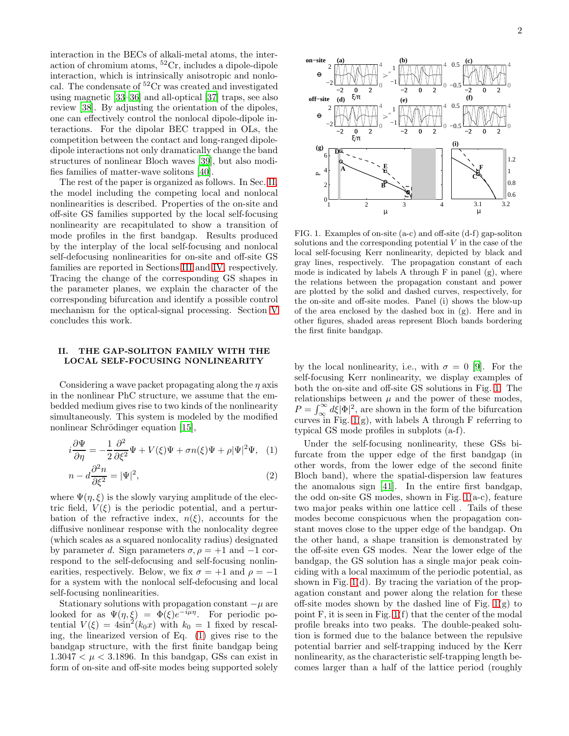interaction in the BECs of alkali-metal atoms, the interaction of chromium atoms, $^{52}$Cr, includes a dipole-dipole interaction, which is intrinsically anisotropic and nonlocal. The condensate of $^{52}$Cr was created and investigated using magnetic [33–36] and all-optical [37] traps, see also review [38]. By adjusting the orientation of the dipoles, one can effectively control the nonlocal dipole-dipole interactions. For the dipolar BEC trapped in OLs, the competition between the contact and long-ranged dipole-dipole interactions not only dramatically change the band structures of nonlinear Bloch waves [39], but also modifies families of matter-wave solitons [40].

The rest of the paper is organized as follows. In Sec. II, the model including the competing local and nonlocal nonlinearities is described. Properties of the on-site and off-site GS families supported by the local self-focusing nonlinearity are recapitulated to show a transition of mode profiles in the first bandgap. Results produced by the interplay of the local self-focusing and nonlocal self-defocusing nonlinearities for on-site and off-site GS families are reported in Sections III and IV, respectively. Tracing the change of the corresponding GS shapes in the parameter planes, we explain the character of the corresponding bifurcation and identify a possible control mechanism for the optical-signal processing. Section V concludes this work.

## II. THE GAP-SOLITON FAMILY WITH THE LOCAL SELF-FOCUSING NONLINEARITY

Considering a wave packet propagating along the $\eta$ axis in the nonlinear PhC structure, we assume that the embedded medium gives rise to two kinds of the nonlinearity simultaneously. This system is modeled by the modified nonlinear Schrödinger equation [15],

$$i\frac{\partial \Psi}{\partial \eta} = -\frac{1}{2}\frac{\partial^2}{\partial \xi^2}\Psi + V(\xi)\Psi + \sigma n(\xi)\Psi + \rho|\Psi|^2\Psi, \quad (1)$$

$$n - d\frac{\partial^2 n}{\partial \xi^2} = |\Psi|^2, \quad (2)$$

where $\Psi(\eta,\xi)$ is the slowly varying amplitude of the electric field, $V(\xi)$ is the periodic potential, and a perturbation of the refractive index, $n(\xi)$, accounts for the diffusive nonlinear response with the nonlocality degree (which scales as a squared nonlocality radius) designated by parameter $d$. Sign parameters $\sigma, \rho = +1$ and $-1$ correspond to the self-defocusing and self-focusing nonlinearities, respectively. Below, we fix $\sigma = +1$ and $\rho = -1$ for a system with the nonlocal self-defocusing and local self-focusing nonlinearities.

Stationary solutions with propagation constant $-\mu$ are looked for as $\Psi(\eta,\xi) = \Phi(\xi)e^{-i\mu\eta}$. For periodic potential $V(\xi) = 4\sin^2(k_0 x)$ with $k_0 = 1$ fixed by rescaling, the linearized version of Eq. (1) gives rise to the bandgap structure, with the first finite bandgap being $1.3047 < \mu < 3.1896$. In this bandgap, GSs can exist in form of on-site and off-site modes being supported solely by the local nonlinearity, i.e., with $\sigma = 0$ [9]. For the self-focusing Kerr nonlinearity, we display examples of both the on-site and off-site GS solutions in Fig. 1. The relationships between $\mu$ and the power of these modes, $P = \int_{\infty}^{\infty} d\xi|\Phi|^2$, are shown in the form of the bifurcation curves in Fig. 1(g), with labels A through F referring to typical GS mode profiles in subplots (a-f).

FIG. 1. Examples of on-site (a-c) and off-site (d-f) gap-soliton solutions and the corresponding potential $V$ in the case of the local self-focusing Kerr nonlinearity, depicted by black and gray lines, respectively. The propagation constant of each mode is indicated by labels A through F in panel (g), where the relations between the propagation constant and power are plotted by the solid and dashed curves, respectively, for the on-site and off-site modes. Panel (i) shows the blow-up of the area enclosed by the dashed box in (g). Here and in other figures, shaded areas represent Bloch bands bordering the first finite bandgap.

Under the self-focusing nonlinearity, these GSs bifurcate from the upper edge of the first bandgap (in other words, from the lower edge of the second finite Bloch band), where the spatial-dispersion law features the anomalous sign [41]. In the entire first bandgap, the odd on-site GS modes, shown in Fig. 1(a-c), feature two major peaks within one lattice cell . Tails of these modes become conspicuous when the propagation constant moves close to the upper edge of the bandgap. On the other hand, a shape transition is demonstrated by the off-site even GS modes. Near the lower edge of the bandgap, the GS solution has a single major peak coinciding with a local maximum of the periodic potential, as shown in Fig. 1(d). By tracing the variation of the propagation constant and power along the relation for these off-site modes shown by the dashed line of Fig. 1(g) to point F, it is seen in Fig. 1(f) that the center of the modal profile breaks into two peaks. The double-peaked solution is formed due to the balance between the repulsive potential barrier and self-trapping induced by the Kerr nonlinearity, as the characteristic self-trapping length becomes larger than a half of the lattice period (roughly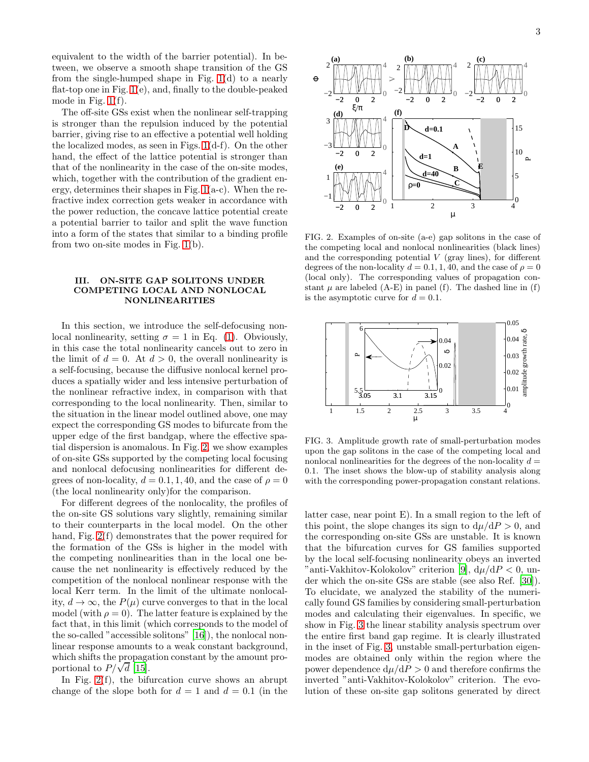equivalent to the width of the barrier potential). In between, we observe a smooth shape transition of the GS from the single-humped shape in Fig. 1(d) to a nearly flat-top one in Fig. 1(e), and, finally to the double-peaked mode in Fig. 1(f).

The off-site GSs exist when the nonlinear self-trapping is stronger than the repulsion induced by the potential barrier, giving rise to an effective a potential well holding the localized modes, as seen in Figs. 1(d-f). On the other hand, the effect of the lattice potential is stronger than that of the nonlinearity in the case of the on-site modes, which, together with the contribution of the gradient energy, determines their shapes in Fig. 1(a-c). When the refractive index correction gets weaker in accordance with the power reduction, the concave lattice potential create a potential barrier to tailor and split the wave function into a form of the states that similar to a binding profile from two on-site modes in Fig. 1(b).

## III. ON-SITE GAP SOLITONS UNDER COMPETING LOCAL AND NONLOCAL NONLINEARITIES

In this section, we introduce the self-defocusing nonlocal nonlinearity, setting $\sigma = 1$ in Eq. (1). Obviously, in this case the total nonlinearity cancels out to zero in the limit of $d = 0$. At $d > 0$, the overall nonlinearity is a self-focusing, because the diffusive nonlocal kernel produces a spatially wider and less intensive perturbation of the nonlinear refractive index, in comparison with that corresponding to the local nonlinearity. Then, similar to the situation in the linear model outlined above, one may expect the corresponding GS modes to bifurcate from the upper edge of the first bandgap, where the effective spatial dispersion is anomalous. In Fig. 2, we show examples of on-site GSs supported by the competing local focusing and nonlocal defocusing nonlinearities for different degrees of non-locality, $d = 0.1, 1, 40$, and the case of $\rho = 0$ (the local nonlinearity only)for the comparison.

For different degrees of the nonlocality, the profiles of the on-site GS solutions vary slightly, remaining similar to their counterparts in the local model. On the other hand, Fig. 2(f) demonstrates that the power required for the formation of the GSs is higher in the model with the competing nonlinearities than in the local one because the net nonlinearity is effectively reduced by the competition of the nonlocal nonlinear response with the local Kerr term. In the limit of the ultimate nonlocality, $d \to \infty$, the $P(\mu)$ curve converges to that in the local model (with $\rho = 0$). The latter feature is explained by the fact that, in this limit (which corresponds to the model of the so-called "accessible solitons" [16]), the nonlocal nonlinear response amounts to a weak constant background, which shifts the propagation constant by the amount proportional to $P/\sqrt{d}$ [15].

In Fig. 2(f), the bifurcation curve shows an abrupt change of the slope both for $d = 1$ and $d = 0.1$ (in the latter case, near point E). In a small region to the left of this point, the slope changes its sign to $\mathrm{d}\mu/\mathrm{d}P > 0$, and the corresponding on-site GSs are unstable. It is known that the bifurcation curves for GS families supported by the local self-focusing nonlinearity obeys an inverted "anti-Vakhitov-Kolokolov" criterion [9], $\mathrm{d}\mu/\mathrm{d}P < 0$, under which the on-site GSs are stable (see also Ref. [30]). To elucidate, we analyzed the stability of the numerically found GS families by considering small-perturbation modes and calculating their eigenvalues. In specific, we show in Fig. 3 the linear stability analysis spectrum over the entire first band gap regime. It is clearly illustrated in the inset of Fig. 3, unstable small-perturbation eigenmodes are obtained only within the region where the power dependence $\mathrm{d}\mu/\mathrm{d}P > 0$ and therefore confirms the inverted "anti-Vakhitov-Kolokolov" criterion. The evolution of these on-site gap solitons generated by direct

FIG. 2. Examples of on-site (a-e) gap solitons in the case of the competing local and nonlocal nonlinearities (black lines) and the corresponding potential $V$ (gray lines), for different degrees of the non-locality $d = 0.1, 1, 40$, and the case of $\rho = 0$ (local only). The corresponding values of propagation constant $\mu$ are labeled (A-E) in panel (f). The dashed line in (f) is the asymptotic curve for $d = 0.1$.

FIG. 3. Amplitude growth rate of small-perturbation modes upon the gap solitons in the case of the competing local and nonlocal nonlinearities for the degrees of the non-locality $d = 0.1$. The inset shows the blow-up of stability analysis along with the corresponding power-propagation constant relations.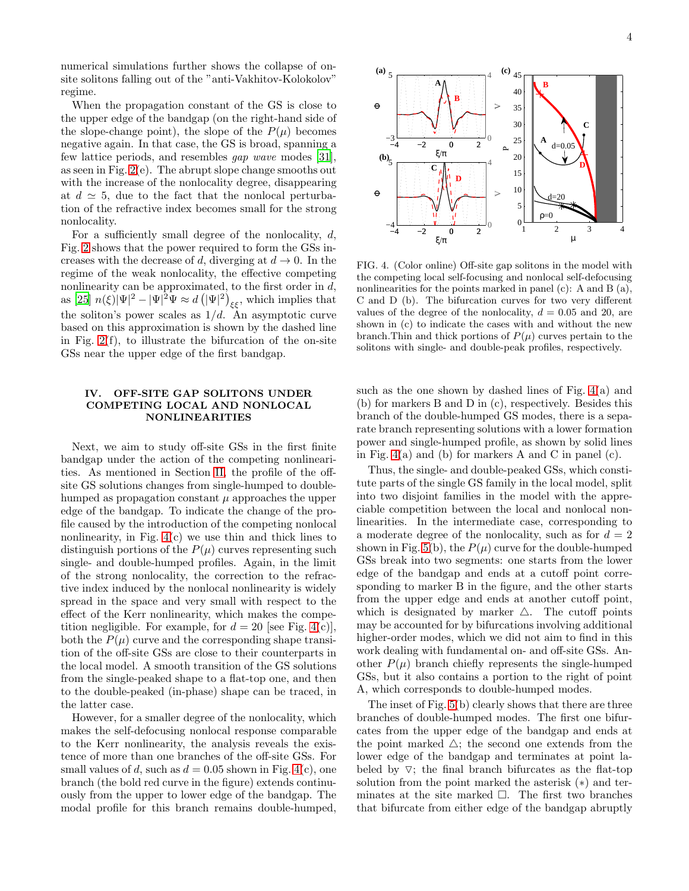numerical simulations further shows the collapse of on-site solitons falling out of the "anti-Vakhitov-Kolokolov" regime.

When the propagation constant of the GS is close to the upper edge of the bandgap (on the right-hand side of the slope-change point), the slope of the $P(\mu)$ becomes negative again. In that case, the GS is broad, spanning a few lattice periods, and resembles *gap wave* modes [31], as seen in Fig. 2(e). The abrupt slope change smooths out with the increase of the nonlocality degree, disappearing at $d \simeq 5$, due to the fact that the nonlocal perturbation of the refractive index becomes small for the strong nonlocality.

For a sufficiently small degree of the nonlocality, $d$, Fig. 2 shows that the power required to form the GSs increases with the decrease of $d$, diverging at $d \to 0$. In the regime of the weak nonlocality, the effective competing nonlinearity can be approximated, to the first order in $d$, as [25] $n(\xi)|\Psi|^2 - |\Psi|^2\Psi \approx d\left(|\Psi|^2\right)_{\xi\xi}$, which implies that the soliton's power scales as $1/d$. An asymptotic curve based on this approximation is shown by the dashed line in Fig. 2(f), to illustrate the bifurcation of the on-site GSs near the upper edge of the first bandgap.

## IV. OFF-SITE GAP SOLITONS UNDER COMPETING LOCAL AND NONLOCAL NONLINEARITIES

Next, we aim to study off-site GSs in the first finite bandgap under the action of the competing nonlinearities. As mentioned in Section III, the profile of the off-site GS solutions changes from single-humped to double-humped as propagation constant $\mu$ approaches the upper edge of the bandgap. To indicate the change of the profile caused by the introduction of the competing nonlocal nonlinearity, in Fig. 4(c) we use thin and thick lines to distinguish portions of the $P(\mu)$ curves representing such single- and double-humped profiles. Again, in the limit of the strong nonlocality, the correction to the refractive index induced by the nonlocal nonlinearity is widely spread in the space and very small with respect to the effect of the Kerr nonlinearity, which makes the competition negligible. For example, for $d = 20$ [see Fig. 4(c)], both the $P(\mu)$ curve and the corresponding shape transition of the off-site GSs are close to their counterparts in the local model. A smooth transition of the GS solutions from the single-peaked shape to a flat-top one, and then to the double-peaked (in-phase) shape can be traced, in the latter case.

However, for a smaller degree of the nonlocality, which makes the self-defocusing nonlocal response comparable to the Kerr nonlinearity, the analysis reveals the existence of more than one branches of the off-site GSs. For small values of $d$, such as $d = 0.05$ shown in Fig. 4(c), one branch (the bold red curve in the figure) extends continuously from the upper to lower edge of the bandgap. The modal profile for this branch remains double-humped,

FIG. 4. (Color online) Off-site gap solitons in the model with the competing local self-focusing and nonlocal self-defocusing nonlinearities for the points marked in panel (c): A and B (a), C and D (b). The bifurcation curves for two very different values of the degree of the nonlocality, $d = 0.05$ and 20, are shown in (c) to indicate the cases with and without the new branch.Thin and thick portions of $P(\mu)$ curves pertain to the solitons with single- and double-peak profiles, respectively.

such as the one shown by dashed lines of Fig. 4(a) and (b) for markers B and D in (c), respectively. Besides this branch of the double-humped GS modes, there is a separate branch representing solutions with a lower formation power and single-humped profile, as shown by solid lines in Fig. 4(a) and (b) for markers A and C in panel (c).

Thus, the single- and double-peaked GSs, which constitute parts of the single GS family in the local model, split into two disjoint families in the model with the appreciable competition between the local and nonlocal nonlinearities. In the intermediate case, corresponding to a moderate degree of the nonlocality, such as for $d = 2$ shown in Fig. 5(b), the $P(\mu)$ curve for the double-humped GSs break into two segments: one starts from the lower edge of the bandgap and ends at a cutoff point corresponding to marker B in the figure, and the other starts from the upper edge and ends at another cutoff point, which is designated by marker $\triangle$. The cutoff points may be accounted for by bifurcations involving additional higher-order modes, which we did not aim to find in this work dealing with fundamental on- and off-site GSs. Another $P(\mu)$ branch chiefly represents the single-humped GSs, but it also contains a portion to the right of point A, which corresponds to double-humped modes.

The inset of Fig. 5(b) clearly shows that there are three branches of double-humped modes. The first one bifurcates from the upper edge of the bandgap and ends at the point marked $\triangle$; the second one extends from the lower edge of the bandgap and terminates at point labeled by $\triangledown$; the final branch bifurcates as the flat-top solution from the point marked the asterisk ($*$) and terminates at the site marked $\square$. The first two branches that bifurcate from either edge of the bandgap abruptly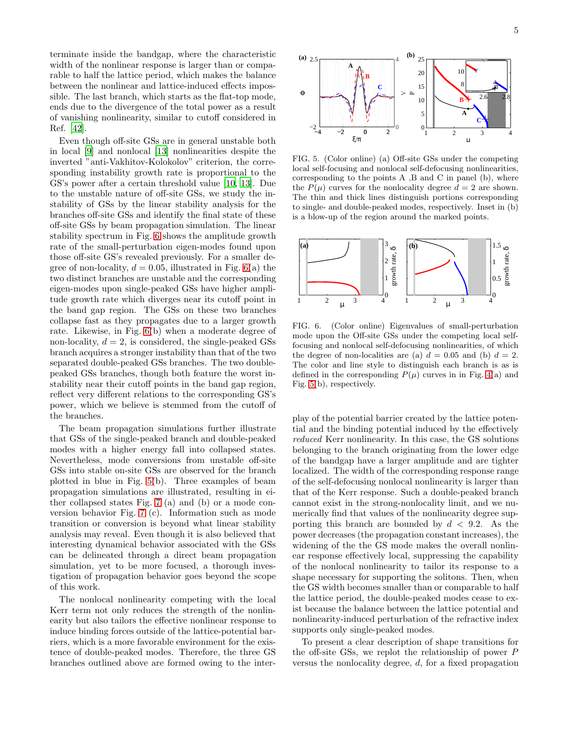terminate inside the bandgap, where the characteristic width of the nonlinear response is larger than or comparable to half the lattice period, which makes the balance between the nonlinear and lattice-induced effects impossible. The last branch, which starts as the flat-top mode, ends due to the divergence of the total power as a result of vanishing nonlinearity, similar to cutoff considered in Ref. [42].

Even though off-site GSs are in general unstable both in local [9] and nonlocal [13] nonlinearities despite the inverted "anti-Vakhitov-Kolokolov" criterion, the corresponding instability growth rate is proportional to the GS's power after a certain threshold value [10, 13]. Due to the unstable nature of off-site GSs, we study the instability of GSs by the linear stability analysis for the branches off-site GSs and identify the final state of these off-site GSs by beam propagation simulation. The linear stability spectrum in Fig. 6 shows the amplitude growth rate of the small-perturbation eigen-modes found upon those off-site GS's revealed previously. For a smaller degree of non-locality, $d = 0.05$, illustrated in Fig. 6(a) the two distinct branches are unstable and the corresponding eigen-modes upon single-peaked GSs have higher amplitude growth rate which diverges near its cutoff point in the band gap region. The GSs on these two branches collapse fast as they propagates due to a larger growth rate. Likewise, in Fig. 6(b) when a moderate degree of non-locality, $d = 2$, is considered, the single-peaked GSs branch acquires a stronger instability than that of the two separated double-peaked GSs branches. The two double-peaked GSs branches, though both feature the worst instability near their cutoff points in the band gap region, reflect very different relations to the corresponding GS's power, which we believe is stemmed from the cutoff of the branches.

The beam propagation simulations further illustrate that GSs of the single-peaked branch and double-peaked modes with a higher energy fall into collapsed states. Nevertheless, mode conversions from unstable off-site GSs into stable on-site GSs are observed for the branch plotted in blue in Fig. 5(b). Three examples of beam propagation simulations are illustrated, resulting in either collapsed states Fig. 7 (a) and (b) or a mode conversion behavior Fig. 7 (c). Information such as mode transition or conversion is beyond what linear stability analysis may reveal. Even though it is also believed that interesting dynamical behavior associated with the GSs can be delineated through a direct beam propagation simulation, yet to be more focused, a thorough investigation of propagation behavior goes beyond the scope of this work.

The nonlocal nonlinearity competing with the local Kerr term not only reduces the strength of the nonlinearity but also tailors the effective nonlinear response to induce binding forces outside of the lattice-potential barriers, which is a more favorable environment for the existence of double-peaked modes. Therefore, the three GS branches outlined above are formed owing to the interplay of the potential barrier created by the lattice potential and the binding potential induced by the effectively *reduced* Kerr nonlinearity. In this case, the GS solutions belonging to the branch originating from the lower edge of the bandgap have a larger amplitude and are tighter localized. The width of the corresponding response range of the self-defocusing nonlocal nonlinearity is larger than that of the Kerr response. Such a double-peaked branch cannot exist in the strong-nonlocality limit, and we numerically find that values of the nonlinearity degree supporting this branch are bounded by $d < 9.2$. As the power decreases (the propagation constant increases), the widening of the the GS mode makes the overall nonlinear response effectively local, suppressing the capability of the nonlocal nonlinearity to tailor its response to a shape necessary for supporting the solitons. Then, when the GS width becomes smaller than or comparable to half the lattice period, the double-peaked modes cease to exist because the balance between the lattice potential and nonlinearity-induced perturbation of the refractive index supports only single-peaked modes.

To present a clear description of shape transitions for the off-site GSs, we replot the relationship of power $P$ versus the nonlocality degree, $d$, for a fixed propagation

FIG. 5. (Color online) (a) Off-site GSs under the competing local self-focusing and nonlocal self-defocusing nonlinearities, corresponding to the points A ,B and C in panel (b), where the $P(\mu)$ curves for the nonlocality degree $d = 2$ are shown. The thin and thick lines distinguish portions corresponding to single- and double-peaked modes, respectively. Inset in (b) is a blow-up of the region around the marked points.

FIG. 6. (Color online) Eigenvalues of small-perturbation mode upon the Off-site GSs under the competing local self-focusing and nonlocal self-defocusing nonlinearities, of which the degree of non-localities are (a) $d = 0.05$ and (b) $d = 2$. The color and line style to distinguish each branch is as is defined in the corresponding $P(\mu)$ curves in in Fig. 4(a) and Fig. 5(b), respectively.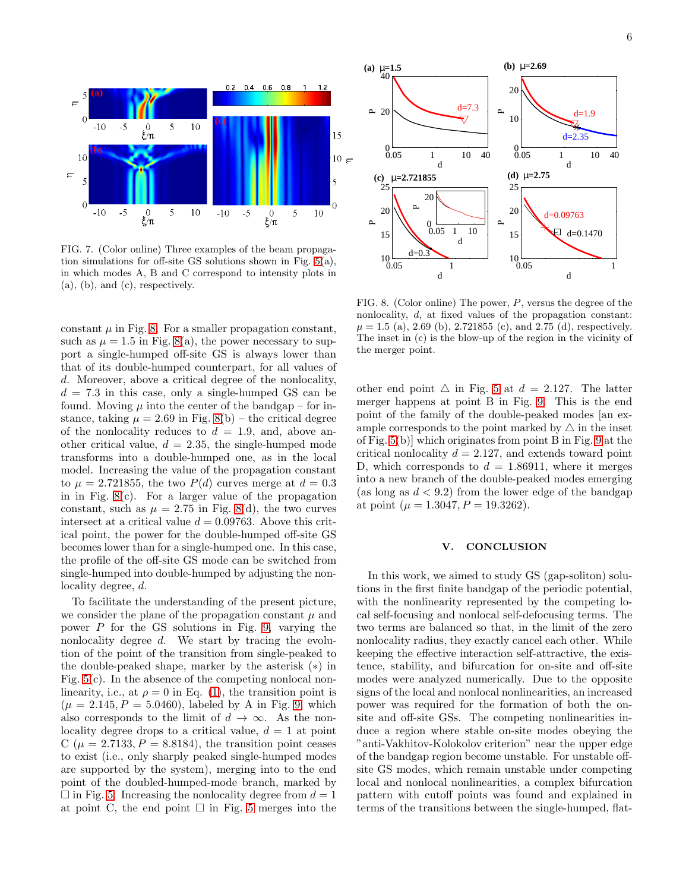FIG. 7. (Color online) Three examples of the beam propagation simulations for off-site GS solutions shown in Fig. 5(a), in which modes A, B and C correspond to intensity plots in (a), (b), and (c), respectively.

FIG. 8. (Color online) The power, $P$, versus the degree of the nonlocality, $d$, at fixed values of the propagation constant: $\mu = 1.5$ (a), 2.69 (b), 2.721855 (c), and 2.75 (d), respectively. The inset in (c) is the blow-up of the region in the vicinity of the merger point.

constant $\mu$ in Fig. 8. For a smaller propagation constant, such as $\mu = 1.5$ in Fig. 8(a), the power necessary to support a single-humped off-site GS is always lower than that of its double-humped counterpart, for all values of $d$. Moreover, above a critical degree of the nonlocality, $d = 7.3$ in this case, only a single-humped GS can be found. Moving $\mu$ into the center of the bandgap – for instance, taking $\mu = 2.69$ in Fig. 8(b) – the critical degree of the nonlocality reduces to $d = 1.9$, and, above another critical value, $d = 2.35$, the single-humped mode transforms into a double-humped one, as in the local model. Increasing the value of the propagation constant to $\mu = 2.721855$, the two $P(d)$ curves merge at $d = 0.3$ in in Fig. 8(c). For a larger value of the propagation constant, such as $\mu = 2.75$ in Fig. 8(d), the two curves intersect at a critical value $d = 0.09763$. Above this critical point, the power for the double-humped off-site GS becomes lower than for a single-humped one. In this case, the profile of the off-site GS mode can be switched from single-humped into double-humped by adjusting the nonlocality degree, $d$.

To facilitate the understanding of the present picture, we consider the plane of the propagation constant $\mu$ and power $P$ for the GS solutions in Fig. 9, varying the nonlocality degree $d$. We start by tracing the evolution of the point of the transition from single-peaked to the double-peaked shape, marker by the asterisk ($*$) in Fig. 5(c). In the absence of the competing nonlocal nonlinearity, i.e., at $\rho = 0$ in Eq. (1), the transition point is ($\mu = 2.145, P = 5.0460$), labeled by A in Fig. 9, which also corresponds to the limit of $d \to \infty$. As the nonlocality degree drops to a critical value, $d = 1$ at point C ($\mu = 2.7133, P = 8.8184$), the transition point ceases to exist (i.e., only sharply peaked single-humped modes are supported by the system), merging into to the end point of the doubled-humped-mode branch, marked by $\square$ in Fig. 5. Increasing the nonlocality degree from $d = 1$ at point C, the end point $\square$ in Fig. 5 merges into the other end point $\triangle$ in Fig. 5 at $d = 2.127$. The latter merger happens at point B in Fig. 9. This is the end point of the family of the double-peaked modes [an example corresponds to the point marked by $\triangle$ in the inset of Fig. 5(b)] which originates from point B in Fig. 9 at the critical nonlocality $d = 2.127$, and extends toward point D, which corresponds to $d = 1.86911$, where it merges into a new branch of the double-peaked modes emerging (as long as $d < 9.2$) from the lower edge of the bandgap at point ($\mu = 1.3047, P = 19.3262$).

## V. CONCLUSION

In this work, we aimed to study GS (gap-soliton) solutions in the first finite bandgap of the periodic potential, with the nonlinearity represented by the competing local self-focusing and nonlocal self-defocusing terms. The two terms are balanced so that, in the limit of the zero nonlocality radius, they exactly cancel each other. While keeping the effective interaction self-attractive, the existence, stability, and bifurcation for on-site and off-site modes were analyzed numerically. Due to the opposite signs of the local and nonlocal nonlinearities, an increased power was required for the formation of both the on-site and off-site GSs. The competing nonlinearities induce a region where stable on-site modes obeying the "anti-Vakhitov-Kolokolov criterion" near the upper edge of the bandgap region become unstable. For unstable off-site GS modes, which remain unstable under competing local and nonlocal nonlinearities, a complex bifurcation pattern with cutoff points was found and explained in terms of the transitions between the single-humped, flat-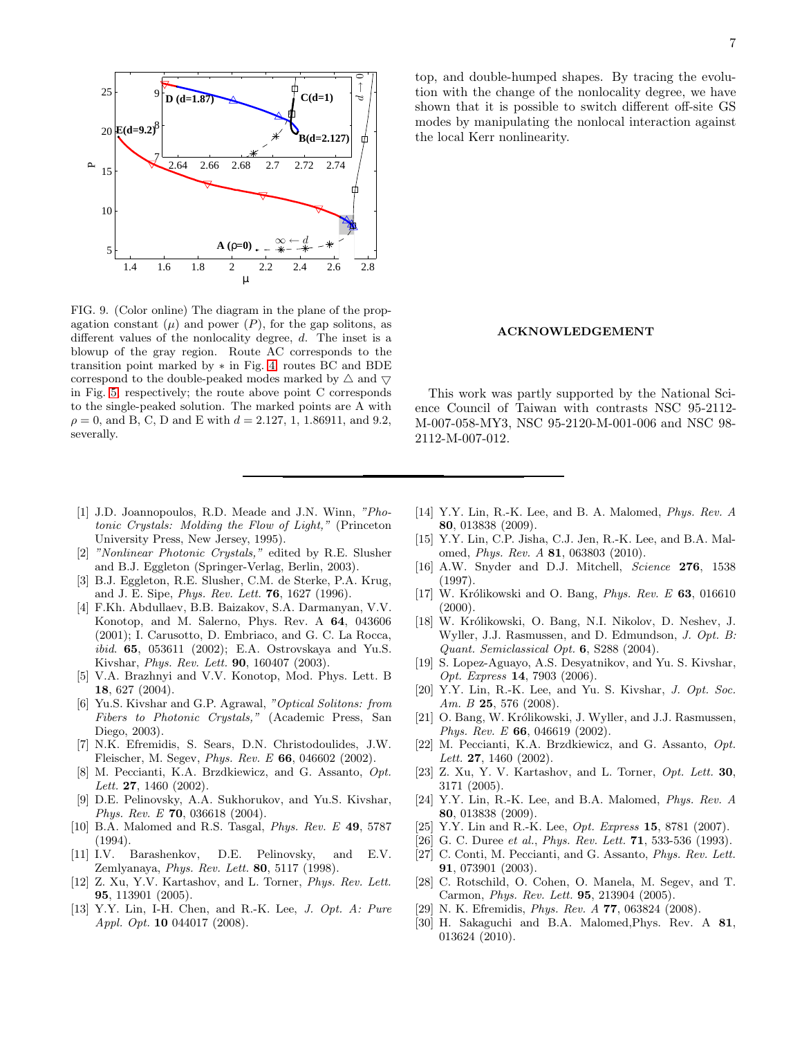FIG. 9. (Color online) The diagram in the plane of the propagation constant ($\mu$) and power ($P$), for the gap solitons, as different values of the nonlocality degree, $d$. The inset is a blowup of the gray region. Route AC corresponds to the transition point marked by $*$ in Fig. 4; routes BC and BDE correspond to the double-peaked modes marked by $\triangle$ and $\bigtriangledown$ in Fig. 5, respectively; the route above point C corresponds to the single-peaked solution. The marked points are A with $\rho = 0$, and B, C, D and E with $d = 2.127$, 1, 1.86911, and 9.2, severally.

top, and double-humped shapes. By tracing the evolution with the change of the nonlocality degree, we have shown that it is possible to switch different off-site GS modes by manipulating the nonlocal interaction against the local Kerr nonlinearity.

## ACKNOWLEDGEMENT

This work was partly supported by the National Science Council of Taiwan with contrasts NSC 95-2112-M-007-058-MY3, NSC 95-2120-M-001-006 and NSC 98-2112-M-007-012.

---

[1] J.D. Joannopoulos, R.D. Meade and J.N. Winn, *"Photonic Crystals: Molding the Flow of Light,"* (Princeton University Press, New Jersey, 1995).

[2] *"Nonlinear Photonic Crystals,"* edited by R.E. Slusher and B.J. Eggleton (Springer-Verlag, Berlin, 2003).

[3] B.J. Eggleton, R.E. Slusher, C.M. de Sterke, P.A. Krug, and J. E. Sipe, *Phys. Rev. Lett.* **76**, 1627 (1996).

[4] F.Kh. Abdullaev, B.B. Baizakov, S.A. Darmanyan, V.V. Konotop, and M. Salerno, Phys. Rev. A **64**, 043606 (2001); I. Carusotto, D. Embriaco, and G. C. La Rocca, *ibid.* **65**, 053611 (2002); E.A. Ostrovskaya and Yu.S. Kivshar, *Phys. Rev. Lett.* **90**, 160407 (2003).

[5] V.A. Brazhnyi and V.V. Konotop, Mod. Phys. Lett. B **18**, 627 (2004).

[6] Yu.S. Kivshar and G.P. Agrawal, *"Optical Solitons: from Fibers to Photonic Crystals,"* (Academic Press, San Diego, 2003).

[7] N.K. Efremidis, S. Sears, D.N. Christodoulides, J.W. Fleischer, M. Segev, *Phys. Rev. E* **66**, 046602 (2002).

[8] M. Peccianti, K.A. Brzdkiewicz, and G. Assanto, *Opt. Lett.* **27**, 1460 (2002).

[9] D.E. Pelinovsky, A.A. Sukhorukov, and Yu.S. Kivshar, *Phys. Rev. E* **70**, 036618 (2004).

[10] B.A. Malomed and R.S. Tasgal, *Phys. Rev. E* **49**, 5787 (1994).

[11] I.V. Barashenkov, D.E. Pelinovsky, and E.V. Zemlyanaya, *Phys. Rev. Lett.* **80**, 5117 (1998).

[12] Z. Xu, Y.V. Kartashov, and L. Torner, *Phys. Rev. Lett.* **95**, 113901 (2005).

[13] Y.Y. Lin, I-H. Chen, and R.-K. Lee, *J. Opt. A: Pure Appl. Opt.* **10** 044017 (2008).

[14] Y.Y. Lin, R.-K. Lee, and B. A. Malomed, *Phys. Rev. A* **80**, 013838 (2009).

[15] Y.Y. Lin, C.P. Jisha, C.J. Jen, R.-K. Lee, and B.A. Malomed, *Phys. Rev. A* **81**, 063803 (2010).

[16] A.W. Snyder and D.J. Mitchell, *Science* **276**, 1538 (1997).

[17] W. Królikowski and O. Bang, *Phys. Rev. E* **63**, 016610 (2000).

[18] W. Królikowski, O. Bang, N.I. Nikolov, D. Neshev, J. Wyller, J.J. Rasmussen, and D. Edmundson, *J. Opt. B: Quant. Semiclassical Opt.* **6**, S288 (2004).

[19] S. Lopez-Aguayo, A.S. Desyatnikov, and Yu. S. Kivshar, *Opt. Express* **14**, 7903 (2006).

[20] Y.Y. Lin, R.-K. Lee, and Yu. S. Kivshar, *J. Opt. Soc. Am. B* **25**, 576 (2008).

[21] O. Bang, W. Królikowski, J. Wyller, and J.J. Rasmussen, *Phys. Rev. E* **66**, 046619 (2002).

[22] M. Peccianti, K.A. Brzdkiewicz, and G. Assanto, *Opt. Lett.* **27**, 1460 (2002).

[23] Z. Xu, Y. V. Kartashov, and L. Torner, *Opt. Lett.* **30**, 3171 (2005).

[24] Y.Y. Lin, R.-K. Lee, and B.A. Malomed, *Phys. Rev. A* **80**, 013838 (2009).

[25] Y.Y. Lin and R.-K. Lee, *Opt. Express* **15**, 8781 (2007).

[26] G. C. Duree *et al.*, *Phys. Rev. Lett.* **71**, 533-536 (1993).

[27] C. Conti, M. Peccianti, and G. Assanto, *Phys. Rev. Lett.* **91**, 073901 (2003).

[28] C. Rotschild, O. Cohen, O. Manela, M. Segev, and T. Carmon, *Phys. Rev. Lett.* **95**, 213904 (2005).

[29] N. K. Efremidis, *Phys. Rev. A* **77**, 063824 (2008).

[30] H. Sakaguchi and B.A. Malomed,Phys. Rev. A **81**, 013624 (2010).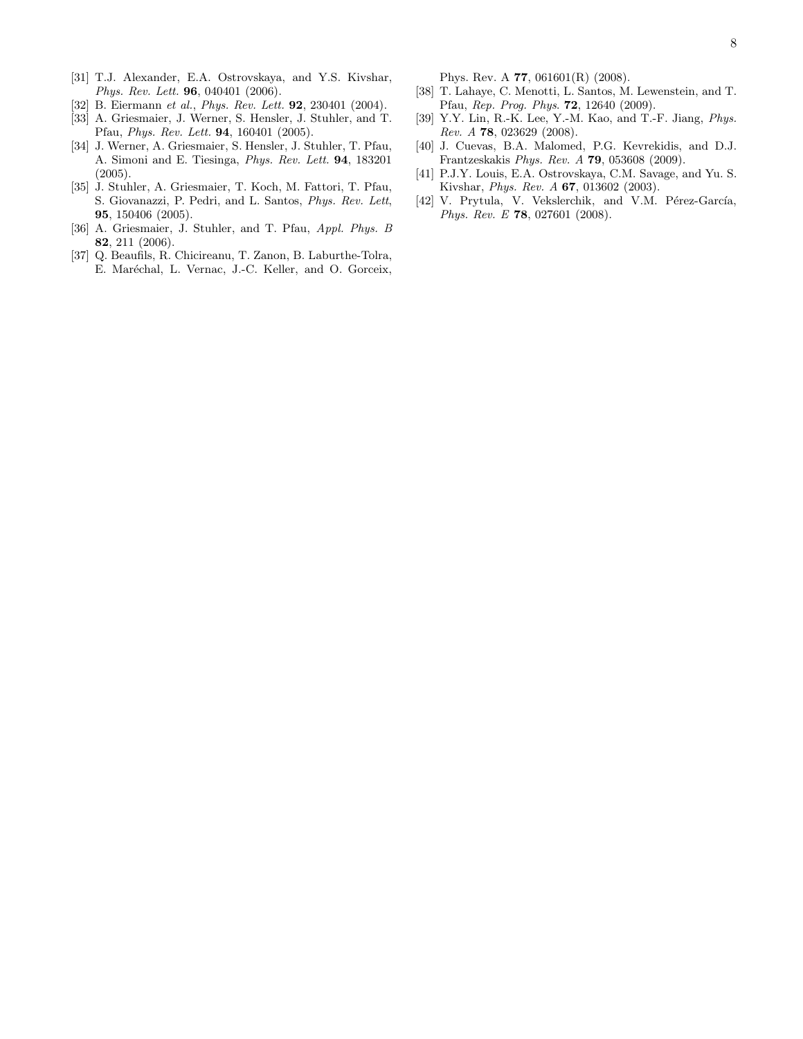[31] T.J. Alexander, E.A. Ostrovskaya, and Y.S. Kivshar, *Phys. Rev. Lett.* **96**, 040401 (2006).

[32] B. Eiermann *et al.*, *Phys. Rev. Lett.* **92**, 230401 (2004).

[33] A. Griesmaier, J. Werner, S. Hensler, J. Stuhler, and T. Pfau, *Phys. Rev. Lett.* **94**, 160401 (2005).

[34] J. Werner, A. Griesmaier, S. Hensler, J. Stuhler, T. Pfau, A. Simoni and E. Tiesinga, *Phys. Rev. Lett.* **94**, 183201 (2005).

[35] J. Stuhler, A. Griesmaier, T. Koch, M. Fattori, T. Pfau, S. Giovanazzi, P. Pedri, and L. Santos, *Phys. Rev. Lett*, **95**, 150406 (2005).

[36] A. Griesmaier, J. Stuhler, and T. Pfau, *Appl. Phys. B* **82**, 211 (2006).

[37] Q. Beaufils, R. Chicireanu, T. Zanon, B. Laburthe-Tolra, E. Maréchal, L. Vernac, J.-C. Keller, and O. Gorceix, Phys. Rev. A **77**, 061601(R) (2008).

[38] T. Lahaye, C. Menotti, L. Santos, M. Lewenstein, and T. Pfau, *Rep. Prog. Phys.* **72**, 12640 (2009).

[39] Y.Y. Lin, R.-K. Lee, Y.-M. Kao, and T.-F. Jiang, *Phys. Rev. A* **78**, 023629 (2008).

[40] J. Cuevas, B.A. Malomed, P.G. Kevrekidis, and D.J. Frantzeskakis *Phys. Rev. A* **79**, 053608 (2009).

[41] P.J.Y. Louis, E.A. Ostrovskaya, C.M. Savage, and Yu. S. Kivshar, *Phys. Rev. A* **67**, 013602 (2003).

[42] V. Prytula, V. Vekslerchik, and V.M. Pérez-García, *Phys. Rev. E* **78**, 027601 (2008).